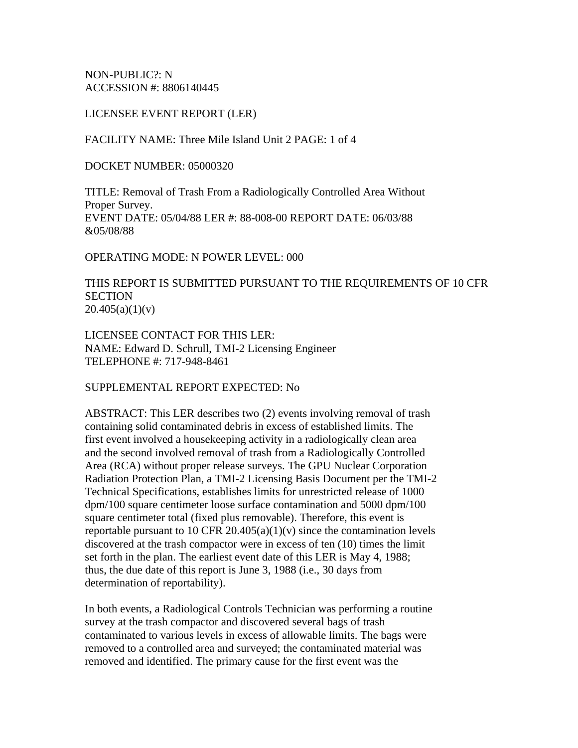NON-PUBLIC?: N
ACCESSION #: 8806140445

LICENSEE EVENT REPORT (LER)

FACILITY NAME: Three Mile Island Unit 2 PAGE: 1 of 4

DOCKET NUMBER: 05000320

TITLE: Removal of Trash From a Radiologically Controlled Area Without Proper Survey.
EVENT DATE: 05/04/88 LER #: 88-008-00 REPORT DATE: 06/03/88 &05/08/88

OPERATING MODE: N POWER LEVEL: 000

THIS REPORT IS SUBMITTED PURSUANT TO THE REQUIREMENTS OF 10 CFR SECTION
20.405(a)(1)(v)

LICENSEE CONTACT FOR THIS LER:
NAME: Edward D. Schrull, TMI-2 Licensing Engineer
TELEPHONE #: 717-948-8461

SUPPLEMENTAL REPORT EXPECTED: No

ABSTRACT: This LER describes two (2) events involving removal of trash containing solid contaminated debris in excess of established limits. The first event involved a housekeeping activity in a radiologically clean area and the second involved removal of trash from a Radiologically Controlled Area (RCA) without proper release surveys. The GPU Nuclear Corporation Radiation Protection Plan, a TMI-2 Licensing Basis Document per the TMI-2 Technical Specifications, establishes limits for unrestricted release of 1000 dpm/100 square centimeter loose surface contamination and 5000 dpm/100 square centimeter total (fixed plus removable). Therefore, this event is reportable pursuant to 10 CFR 20.405(a)(1)(v) since the contamination levels discovered at the trash compactor were in excess of ten (10) times the limit set forth in the plan. The earliest event date of this LER is May 4, 1988; thus, the due date of this report is June 3, 1988 (i.e., 30 days from determination of reportability).

In both events, a Radiological Controls Technician was performing a routine survey at the trash compactor and discovered several bags of trash contaminated to various levels in excess of allowable limits. The bags were removed to a controlled area and surveyed; the contaminated material was removed and identified. The primary cause for the first event was the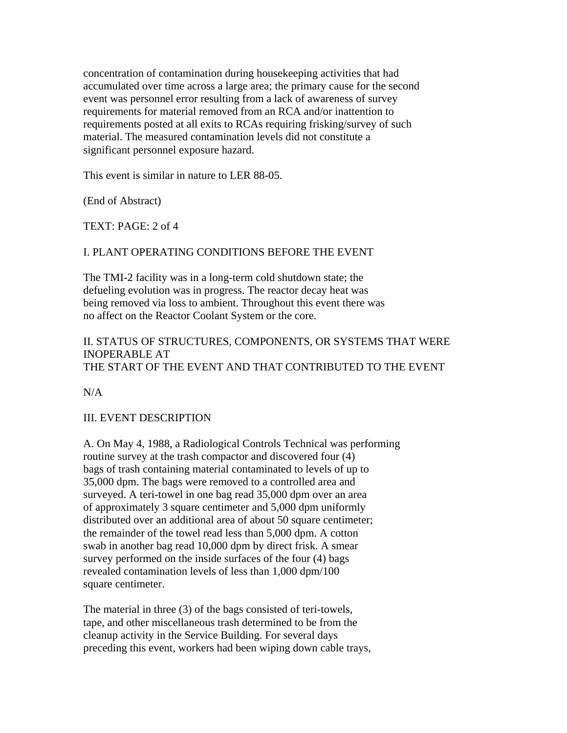concentration of contamination during housekeeping activities that had accumulated over time across a large area; the primary cause for the second event was personnel error resulting from a lack of awareness of survey requirements for material removed from an RCA and/or inattention to requirements posted at all exits to RCAs requiring frisking/survey of such material. The measured contamination levels did not constitute a significant personnel exposure hazard.

This event is similar in nature to LER 88-05.

(End of Abstract)

TEXT: PAGE: 2 of 4

I. PLANT OPERATING CONDITIONS BEFORE THE EVENT

The TMI-2 facility was in a long-term cold shutdown state; the defueling evolution was in progress. The reactor decay heat was being removed via loss to ambient. Throughout this event there was no affect on the Reactor Coolant System or the core.

II. STATUS OF STRUCTURES, COMPONENTS, OR SYSTEMS THAT WERE INOPERABLE AT
THE START OF THE EVENT AND THAT CONTRIBUTED TO THE EVENT

N/A

III. EVENT DESCRIPTION

A. On May 4, 1988, a Radiological Controls Technical was performing routine survey at the trash compactor and discovered four (4) bags of trash containing material contaminated to levels of up to 35,000 dpm. The bags were removed to a controlled area and surveyed. A teri-towel in one bag read 35,000 dpm over an area of approximately 3 square centimeter and 5,000 dpm uniformly distributed over an additional area of about 50 square centimeter; the remainder of the towel read less than 5,000 dpm. A cotton swab in another bag read 10,000 dpm by direct frisk. A smear survey performed on the inside surfaces of the four (4) bags revealed contamination levels of less than 1,000 dpm/100 square centimeter.

The material in three (3) of the bags consisted of teri-towels, tape, and other miscellaneous trash determined to be from the cleanup activity in the Service Building. For several days preceding this event, workers had been wiping down cable trays,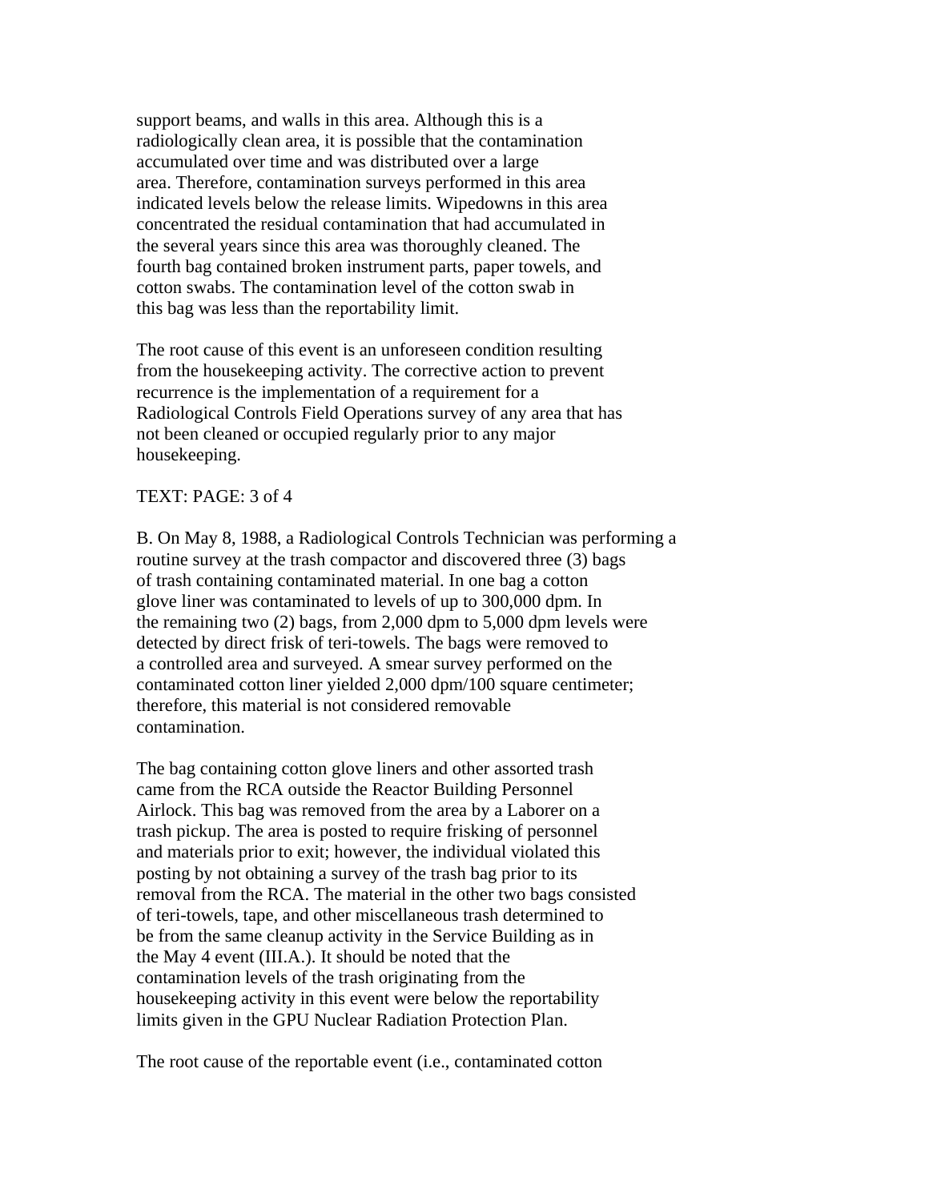support beams, and walls in this area. Although this is a radiologically clean area, it is possible that the contamination accumulated over time and was distributed over a large area. Therefore, contamination surveys performed in this area indicated levels below the release limits. Wipedowns in this area concentrated the residual contamination that had accumulated in the several years since this area was thoroughly cleaned. The fourth bag contained broken instrument parts, paper towels, and cotton swabs. The contamination level of the cotton swab in this bag was less than the reportability limit.

The root cause of this event is an unforeseen condition resulting from the housekeeping activity. The corrective action to prevent recurrence is the implementation of a requirement for a Radiological Controls Field Operations survey of any area that has not been cleaned or occupied regularly prior to any major housekeeping.

TEXT: PAGE: 3 of 4

B. On May 8, 1988, a Radiological Controls Technician was performing a routine survey at the trash compactor and discovered three (3) bags of trash containing contaminated material. In one bag a cotton glove liner was contaminated to levels of up to 300,000 dpm. In the remaining two (2) bags, from 2,000 dpm to 5,000 dpm levels were detected by direct frisk of teri-towels. The bags were removed to a controlled area and surveyed. A smear survey performed on the contaminated cotton liner yielded 2,000 dpm/100 square centimeter; therefore, this material is not considered removable contamination.

The bag containing cotton glove liners and other assorted trash came from the RCA outside the Reactor Building Personnel Airlock. This bag was removed from the area by a Laborer on a trash pickup. The area is posted to require frisking of personnel and materials prior to exit; however, the individual violated this posting by not obtaining a survey of the trash bag prior to its removal from the RCA. The material in the other two bags consisted of teri-towels, tape, and other miscellaneous trash determined to be from the same cleanup activity in the Service Building as in the May 4 event (III.A.). It should be noted that the contamination levels of the trash originating from the housekeeping activity in this event were below the reportability limits given in the GPU Nuclear Radiation Protection Plan.

The root cause of the reportable event (i.e., contaminated cotton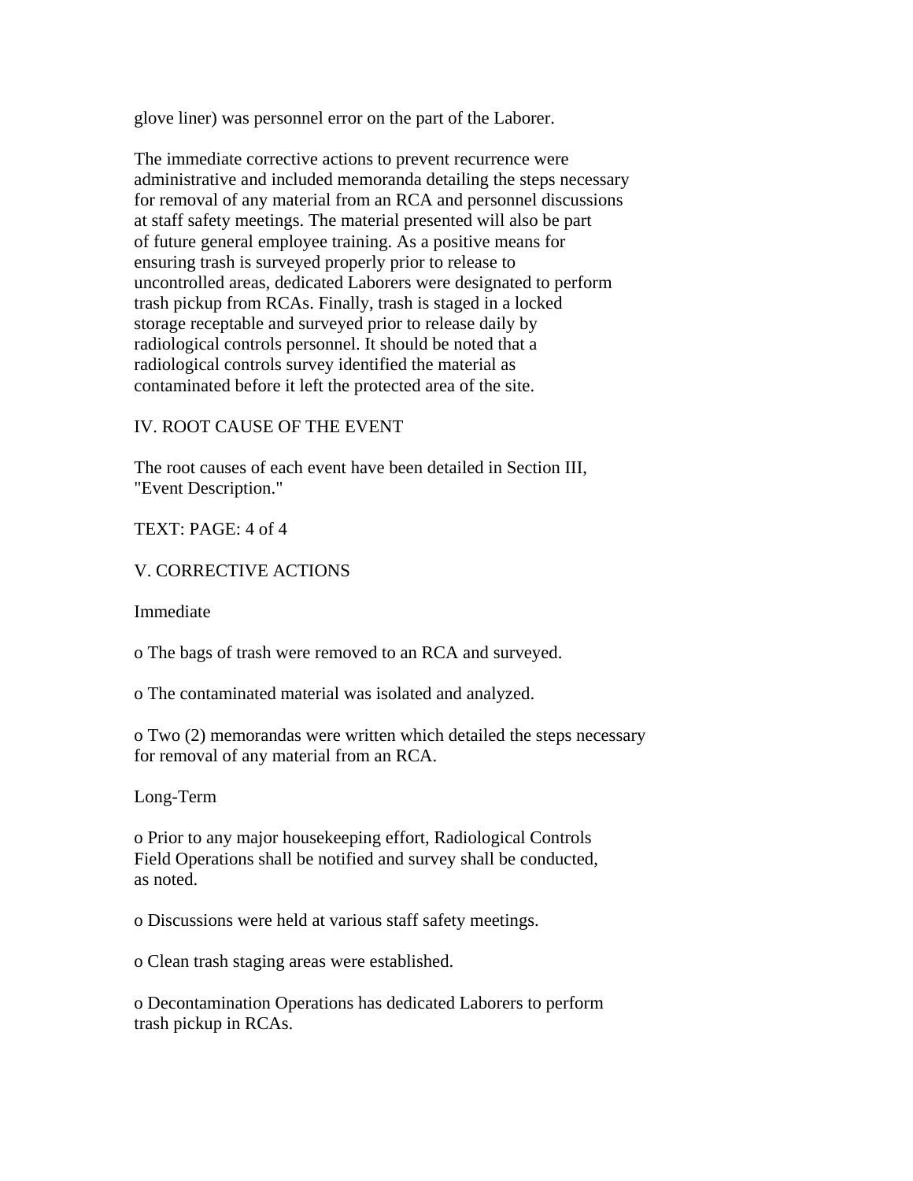glove liner) was personnel error on the part of the Laborer.

The immediate corrective actions to prevent recurrence were administrative and included memoranda detailing the steps necessary for removal of any material from an RCA and personnel discussions at staff safety meetings. The material presented will also be part of future general employee training. As a positive means for ensuring trash is surveyed properly prior to release to uncontrolled areas, dedicated Laborers were designated to perform trash pickup from RCAs. Finally, trash is staged in a locked storage receptable and surveyed prior to release daily by radiological controls personnel. It should be noted that a radiological controls survey identified the material as contaminated before it left the protected area of the site.

## IV. ROOT CAUSE OF THE EVENT

The root causes of each event have been detailed in Section III, "Event Description."

TEXT: PAGE: 4 of 4

## V. CORRECTIVE ACTIONS

Immediate

o The bags of trash were removed to an RCA and surveyed.

o The contaminated material was isolated and analyzed.

o Two (2) memorandas were written which detailed the steps necessary for removal of any material from an RCA.

Long-Term

o Prior to any major housekeeping effort, Radiological Controls Field Operations shall be notified and survey shall be conducted, as noted.

o Discussions were held at various staff safety meetings.

o Clean trash staging areas were established.

o Decontamination Operations has dedicated Laborers to perform trash pickup in RCAs.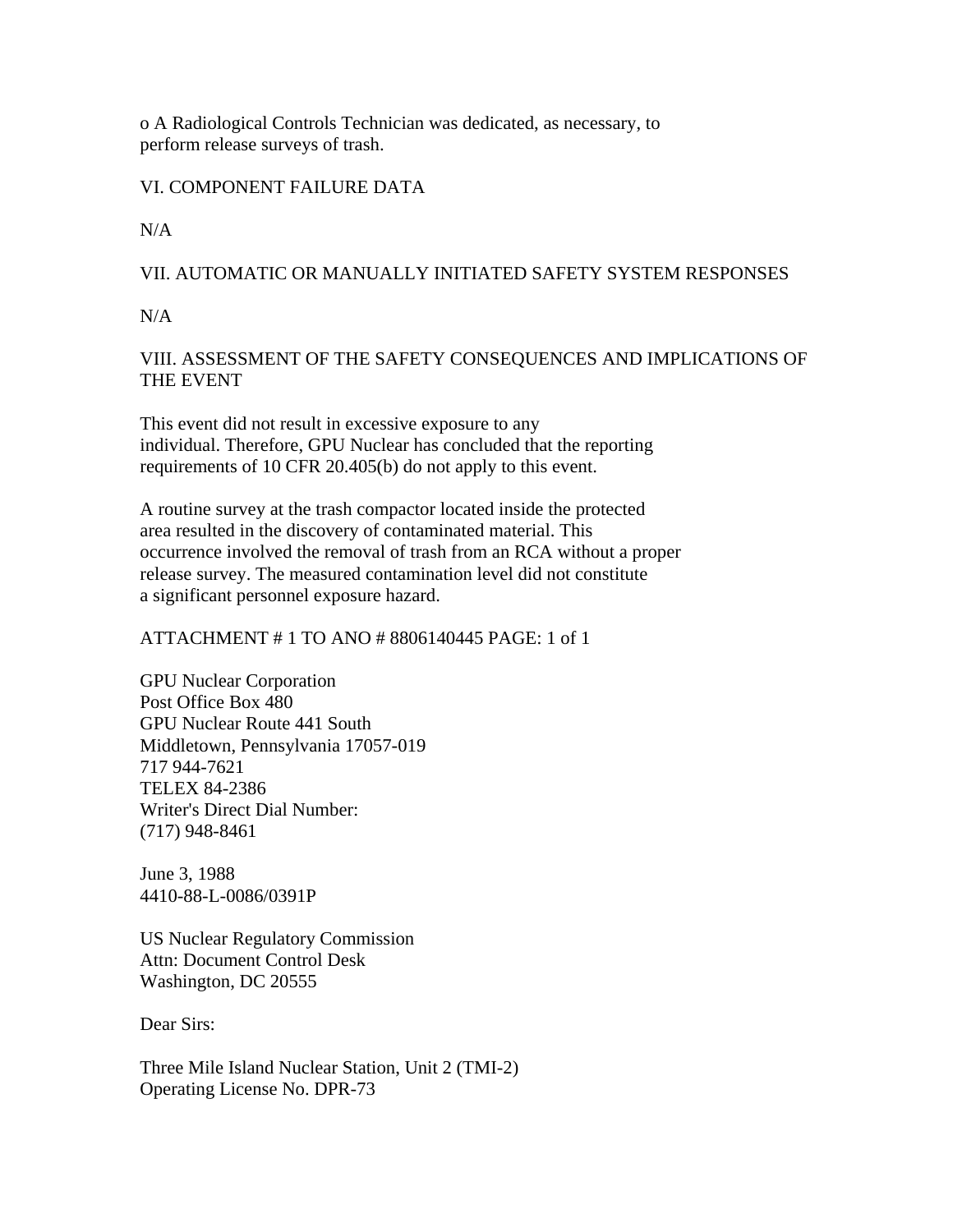o A Radiological Controls Technician was dedicated, as necessary, to perform release surveys of trash.

## VI. COMPONENT FAILURE DATA

N/A

## VII. AUTOMATIC OR MANUALLY INITIATED SAFETY SYSTEM RESPONSES

N/A

## VIII. ASSESSMENT OF THE SAFETY CONSEQUENCES AND IMPLICATIONS OF THE EVENT

This event did not result in excessive exposure to any individual. Therefore, GPU Nuclear has concluded that the reporting requirements of 10 CFR 20.405(b) do not apply to this event.

A routine survey at the trash compactor located inside the protected area resulted in the discovery of contaminated material. This occurrence involved the removal of trash from an RCA without a proper release survey. The measured contamination level did not constitute a significant personnel exposure hazard.

ATTACHMENT # 1 TO ANO # 8806140445 PAGE: 1 of 1

GPU Nuclear Corporation
Post Office Box 480
GPU Nuclear Route 441 South
Middletown, Pennsylvania 17057-019
717 944-7621
TELEX 84-2386
Writer's Direct Dial Number:
(717) 948-8461

June 3, 1988
4410-88-L-0086/0391P

US Nuclear Regulatory Commission
Attn: Document Control Desk
Washington, DC 20555

Dear Sirs:

Three Mile Island Nuclear Station, Unit 2 (TMI-2)
Operating License No. DPR-73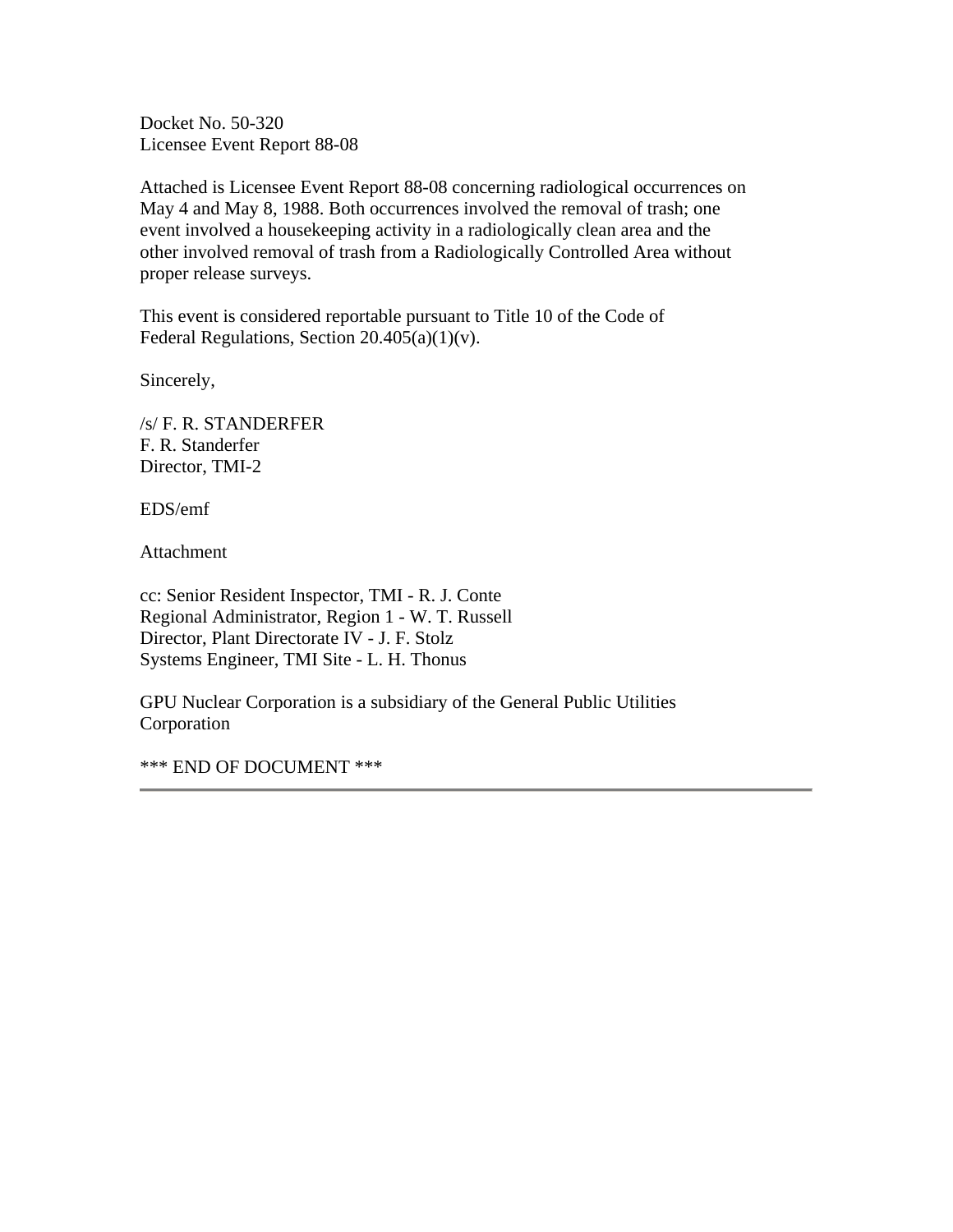Docket No. 50-320
Licensee Event Report 88-08

Attached is Licensee Event Report 88-08 concerning radiological occurrences on May 4 and May 8, 1988. Both occurrences involved the removal of trash; one event involved a housekeeping activity in a radiologically clean area and the other involved removal of trash from a Radiologically Controlled Area without proper release surveys.

This event is considered reportable pursuant to Title 10 of the Code of Federal Regulations, Section 20.405(a)(1)(v).

Sincerely,

/s/ F. R. STANDERFER
F. R. Standerfer
Director, TMI-2

EDS/emf

Attachment

cc: Senior Resident Inspector, TMI - R. J. Conte
Regional Administrator, Region 1 - W. T. Russell
Director, Plant Directorate IV - J. F. Stolz
Systems Engineer, TMI Site - L. H. Thonus

GPU Nuclear Corporation is a subsidiary of the General Public Utilities Corporation

*** END OF DOCUMENT ***